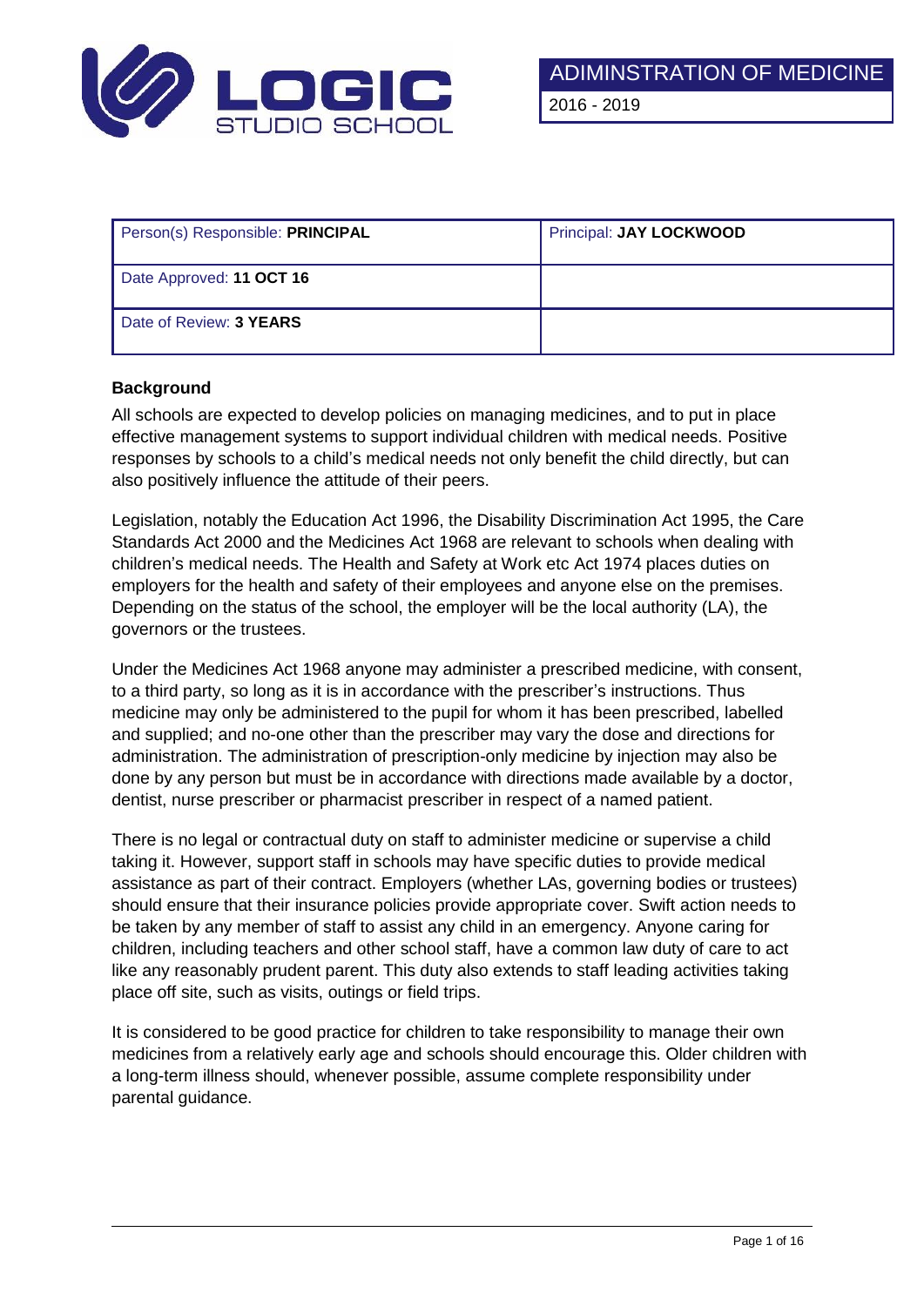LOGIC STUDIO SCHOOL

# ADIMINSTRATION OF MEDICINE

2016 - 2019

| Person(s) Responsible: **PRINCIPAL** | Principal: **JAY LOCKWOOD** |
|---|---|
| Date Approved: **11 OCT 16** | |
| Date of Review: **3 YEARS** | |

**Background**

All schools are expected to develop policies on managing medicines, and to put in place effective management systems to support individual children with medical needs. Positive responses by schools to a child's medical needs not only benefit the child directly, but can also positively influence the attitude of their peers.

Legislation, notably the Education Act 1996, the Disability Discrimination Act 1995, the Care Standards Act 2000 and the Medicines Act 1968 are relevant to schools when dealing with children's medical needs. The Health and Safety at Work etc Act 1974 places duties on employers for the health and safety of their employees and anyone else on the premises. Depending on the status of the school, the employer will be the local authority (LA), the governors or the trustees.

Under the Medicines Act 1968 anyone may administer a prescribed medicine, with consent, to a third party, so long as it is in accordance with the prescriber's instructions. Thus medicine may only be administered to the pupil for whom it has been prescribed, labelled and supplied; and no-one other than the prescriber may vary the dose and directions for administration. The administration of prescription-only medicine by injection may also be done by any person but must be in accordance with directions made available by a doctor, dentist, nurse prescriber or pharmacist prescriber in respect of a named patient.

There is no legal or contractual duty on staff to administer medicine or supervise a child taking it. However, support staff in schools may have specific duties to provide medical assistance as part of their contract. Employers (whether LAs, governing bodies or trustees) should ensure that their insurance policies provide appropriate cover. Swift action needs to be taken by any member of staff to assist any child in an emergency. Anyone caring for children, including teachers and other school staff, have a common law duty of care to act like any reasonably prudent parent. This duty also extends to staff leading activities taking place off site, such as visits, outings or field trips.

It is considered to be good practice for children to take responsibility to manage their own medicines from a relatively early age and schools should encourage this. Older children with a long-term illness should, whenever possible, assume complete responsibility under parental guidance.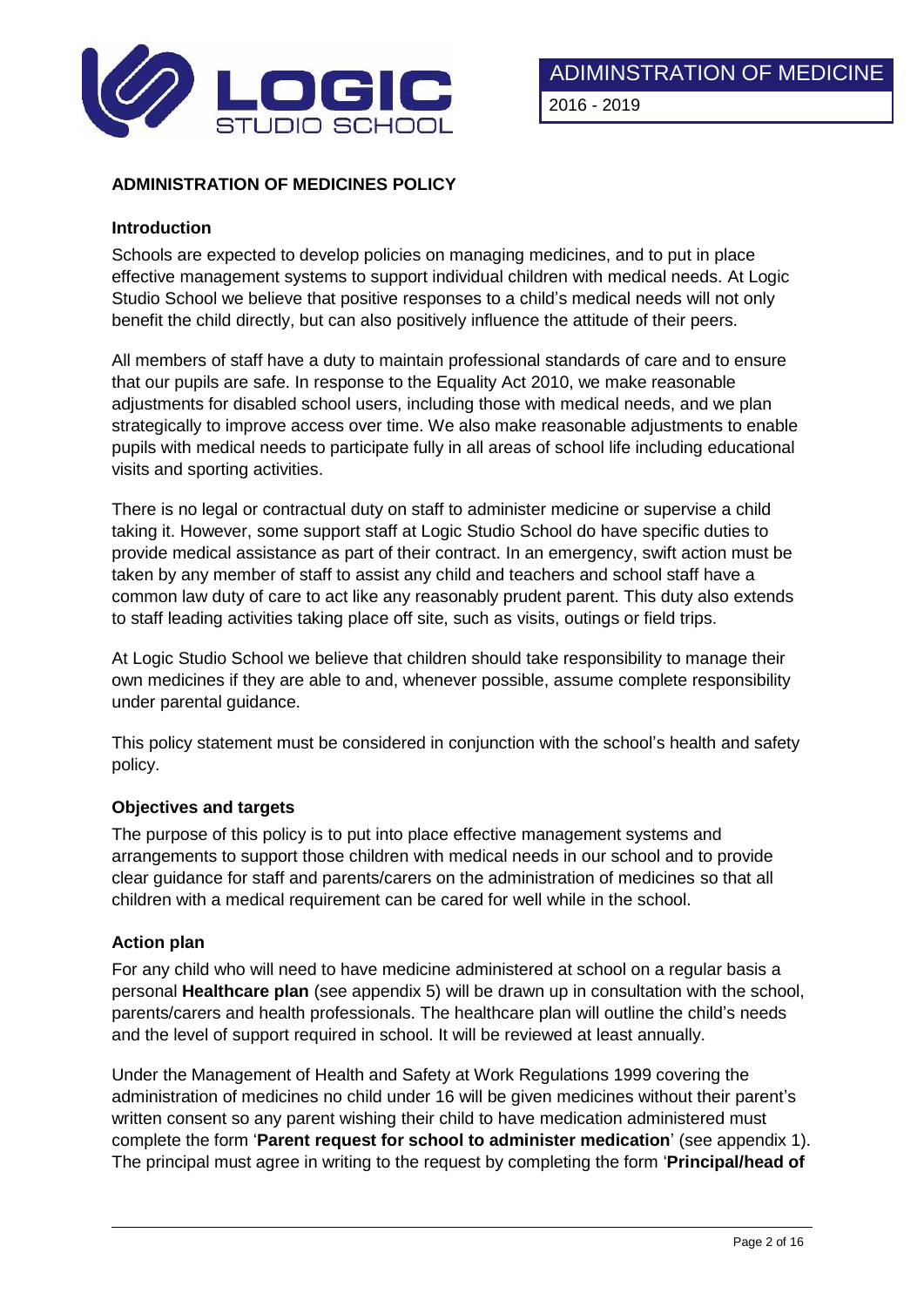## ADMINISTRATION OF MEDICINES POLICY

### Introduction

Schools are expected to develop policies on managing medicines, and to put in place effective management systems to support individual children with medical needs. At Logic Studio School we believe that positive responses to a child's medical needs will not only benefit the child directly, but can also positively influence the attitude of their peers.

All members of staff have a duty to maintain professional standards of care and to ensure that our pupils are safe. In response to the Equality Act 2010, we make reasonable adjustments for disabled school users, including those with medical needs, and we plan strategically to improve access over time. We also make reasonable adjustments to enable pupils with medical needs to participate fully in all areas of school life including educational visits and sporting activities.

There is no legal or contractual duty on staff to administer medicine or supervise a child taking it. However, some support staff at Logic Studio School do have specific duties to provide medical assistance as part of their contract. In an emergency, swift action must be taken by any member of staff to assist any child and teachers and school staff have a common law duty of care to act like any reasonably prudent parent. This duty also extends to staff leading activities taking place off site, such as visits, outings or field trips.

At Logic Studio School we believe that children should take responsibility to manage their own medicines if they are able to and, whenever possible, assume complete responsibility under parental guidance.

This policy statement must be considered in conjunction with the school's health and safety policy.

### Objectives and targets

The purpose of this policy is to put into place effective management systems and arrangements to support those children with medical needs in our school and to provide clear guidance for staff and parents/carers on the administration of medicines so that all children with a medical requirement can be cared for well while in the school.

### Action plan

For any child who will need to have medicine administered at school on a regular basis a personal **Healthcare plan** (see appendix 5) will be drawn up in consultation with the school, parents/carers and health professionals. The healthcare plan will outline the child's needs and the level of support required in school. It will be reviewed at least annually.

Under the Management of Health and Safety at Work Regulations 1999 covering the administration of medicines no child under 16 will be given medicines without their parent's written consent so any parent wishing their child to have medication administered must complete the form '**Parent request for school to administer medication**' (see appendix 1). The principal must agree in writing to the request by completing the form '**Principal/head of**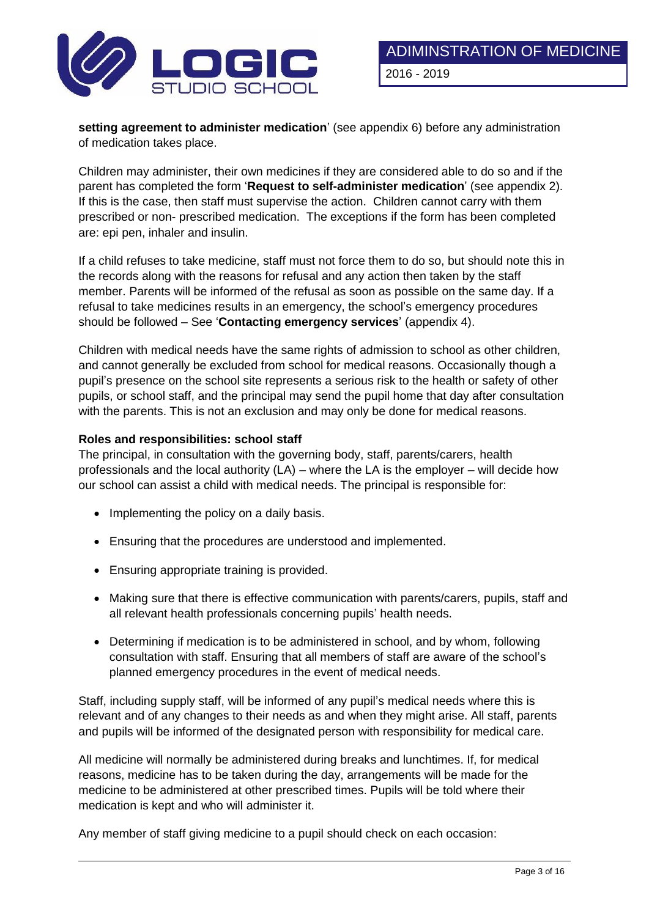**setting agreement to administer medication**' (see appendix 6) before any administration of medication takes place.

Children may administer, their own medicines if they are considered able to do so and if the parent has completed the form '**Request to self-administer medication**' (see appendix 2). If this is the case, then staff must supervise the action. Children cannot carry with them prescribed or non- prescribed medication. The exceptions if the form has been completed are: epi pen, inhaler and insulin.

If a child refuses to take medicine, staff must not force them to do so, but should note this in the records along with the reasons for refusal and any action then taken by the staff member. Parents will be informed of the refusal as soon as possible on the same day. If a refusal to take medicines results in an emergency, the school's emergency procedures should be followed – See '**Contacting emergency services**' (appendix 4).

Children with medical needs have the same rights of admission to school as other children, and cannot generally be excluded from school for medical reasons. Occasionally though a pupil's presence on the school site represents a serious risk to the health or safety of other pupils, or school staff, and the principal may send the pupil home that day after consultation with the parents. This is not an exclusion and may only be done for medical reasons.

**Roles and responsibilities: school staff**

The principal, in consultation with the governing body, staff, parents/carers, health professionals and the local authority (LA) – where the LA is the employer – will decide how our school can assist a child with medical needs. The principal is responsible for:

- Implementing the policy on a daily basis.
- Ensuring that the procedures are understood and implemented.
- Ensuring appropriate training is provided.
- Making sure that there is effective communication with parents/carers, pupils, staff and all relevant health professionals concerning pupils' health needs.
- Determining if medication is to be administered in school, and by whom, following consultation with staff. Ensuring that all members of staff are aware of the school's planned emergency procedures in the event of medical needs.

Staff, including supply staff, will be informed of any pupil's medical needs where this is relevant and of any changes to their needs as and when they might arise. All staff, parents and pupils will be informed of the designated person with responsibility for medical care.

All medicine will normally be administered during breaks and lunchtimes. If, for medical reasons, medicine has to be taken during the day, arrangements will be made for the medicine to be administered at other prescribed times. Pupils will be told where their medication is kept and who will administer it.

Any member of staff giving medicine to a pupil should check on each occasion: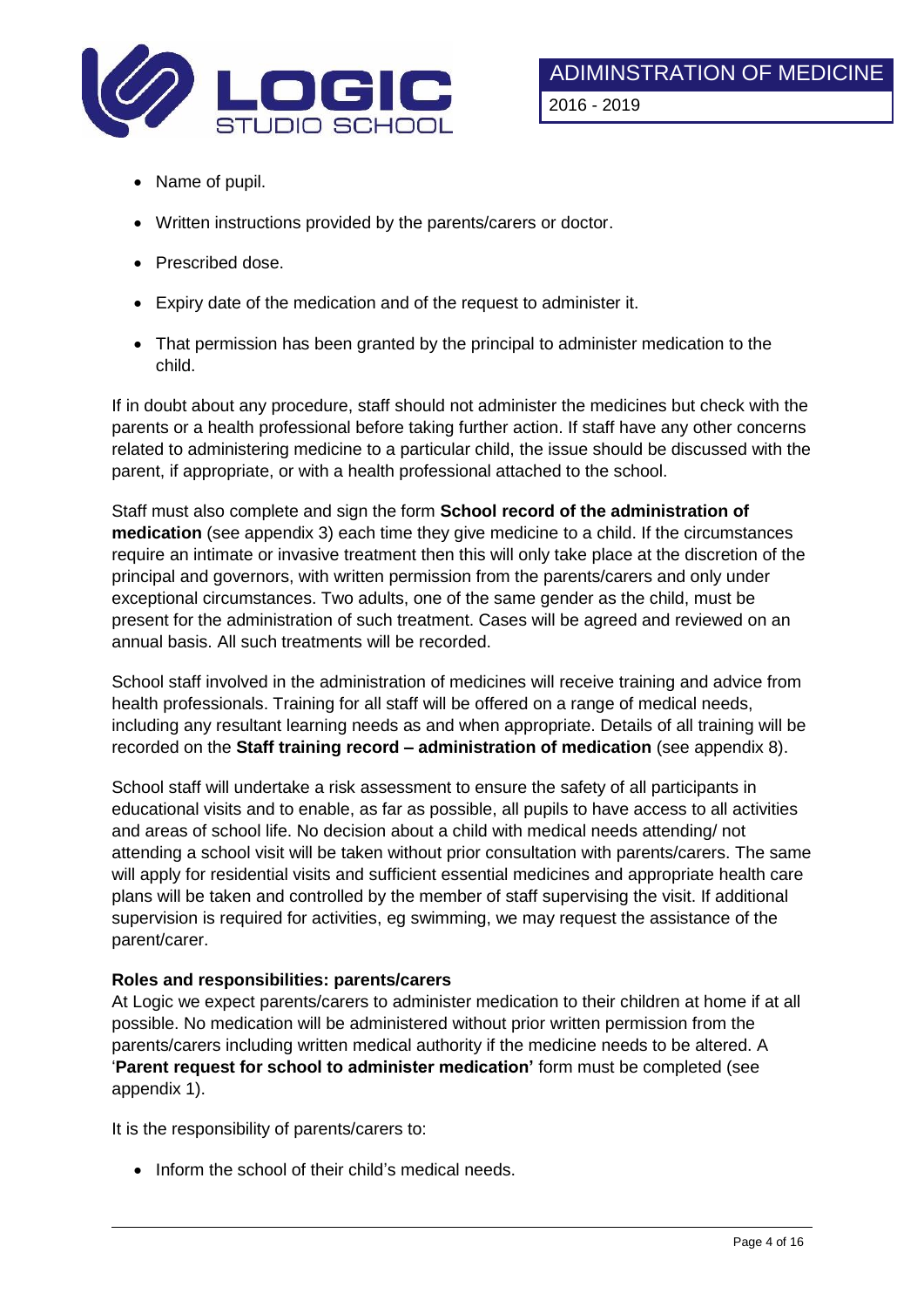- Name of pupil.
- Written instructions provided by the parents/carers or doctor.
- Prescribed dose.
- Expiry date of the medication and of the request to administer it.
- That permission has been granted by the principal to administer medication to the child.

If in doubt about any procedure, staff should not administer the medicines but check with the parents or a health professional before taking further action. If staff have any other concerns related to administering medicine to a particular child, the issue should be discussed with the parent, if appropriate, or with a health professional attached to the school.

Staff must also complete and sign the form **School record of the administration of medication** (see appendix 3) each time they give medicine to a child. If the circumstances require an intimate or invasive treatment then this will only take place at the discretion of the principal and governors, with written permission from the parents/carers and only under exceptional circumstances. Two adults, one of the same gender as the child, must be present for the administration of such treatment. Cases will be agreed and reviewed on an annual basis. All such treatments will be recorded.

School staff involved in the administration of medicines will receive training and advice from health professionals. Training for all staff will be offered on a range of medical needs, including any resultant learning needs as and when appropriate. Details of all training will be recorded on the **Staff training record – administration of medication** (see appendix 8).

School staff will undertake a risk assessment to ensure the safety of all participants in educational visits and to enable, as far as possible, all pupils to have access to all activities and areas of school life. No decision about a child with medical needs attending/ not attending a school visit will be taken without prior consultation with parents/carers. The same will apply for residential visits and sufficient essential medicines and appropriate health care plans will be taken and controlled by the member of staff supervising the visit. If additional supervision is required for activities, eg swimming, we may request the assistance of the parent/carer.

**Roles and responsibilities: parents/carers**

At Logic we expect parents/carers to administer medication to their children at home if at all possible. No medication will be administered without prior written permission from the parents/carers including written medical authority if the medicine needs to be altered. A '**Parent request for school to administer medication'** form must be completed (see appendix 1).

It is the responsibility of parents/carers to:

- Inform the school of their child's medical needs.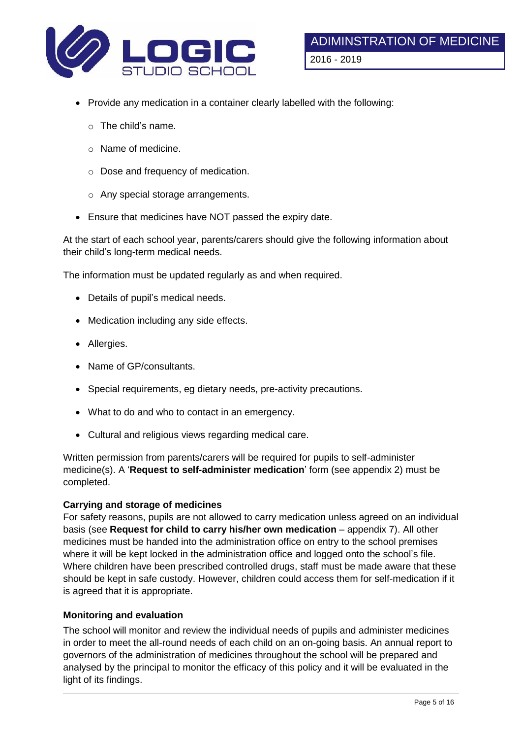- Provide any medication in a container clearly labelled with the following:
    - The child's name.
    - Name of medicine.
    - Dose and frequency of medication.
    - Any special storage arrangements.
- Ensure that medicines have NOT passed the expiry date.

At the start of each school year, parents/carers should give the following information about their child's long-term medical needs.

The information must be updated regularly as and when required.

- Details of pupil's medical needs.
- Medication including any side effects.
- Allergies.
- Name of GP/consultants.
- Special requirements, eg dietary needs, pre-activity precautions.
- What to do and who to contact in an emergency.
- Cultural and religious views regarding medical care.

Written permission from parents/carers will be required for pupils to self-administer medicine(s). A '**Request to self-administer medication**' form (see appendix 2) must be completed.

**Carrying and storage of medicines**

For safety reasons, pupils are not allowed to carry medication unless agreed on an individual basis (see **Request for child to carry his/her own medication** – appendix 7). All other medicines must be handed into the administration office on entry to the school premises where it will be kept locked in the administration office and logged onto the school's file. Where children have been prescribed controlled drugs, staff must be made aware that these should be kept in safe custody. However, children could access them for self-medication if it is agreed that it is appropriate.

**Monitoring and evaluation**

The school will monitor and review the individual needs of pupils and administer medicines in order to meet the all-round needs of each child on an on-going basis. An annual report to governors of the administration of medicines throughout the school will be prepared and analysed by the principal to monitor the efficacy of this policy and it will be evaluated in the light of its findings.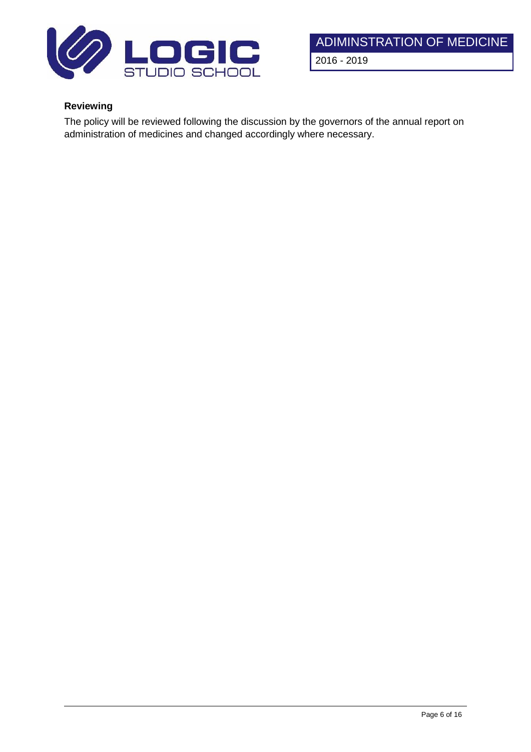**Reviewing**

The policy will be reviewed following the discussion by the governors of the annual report on administration of medicines and changed accordingly where necessary.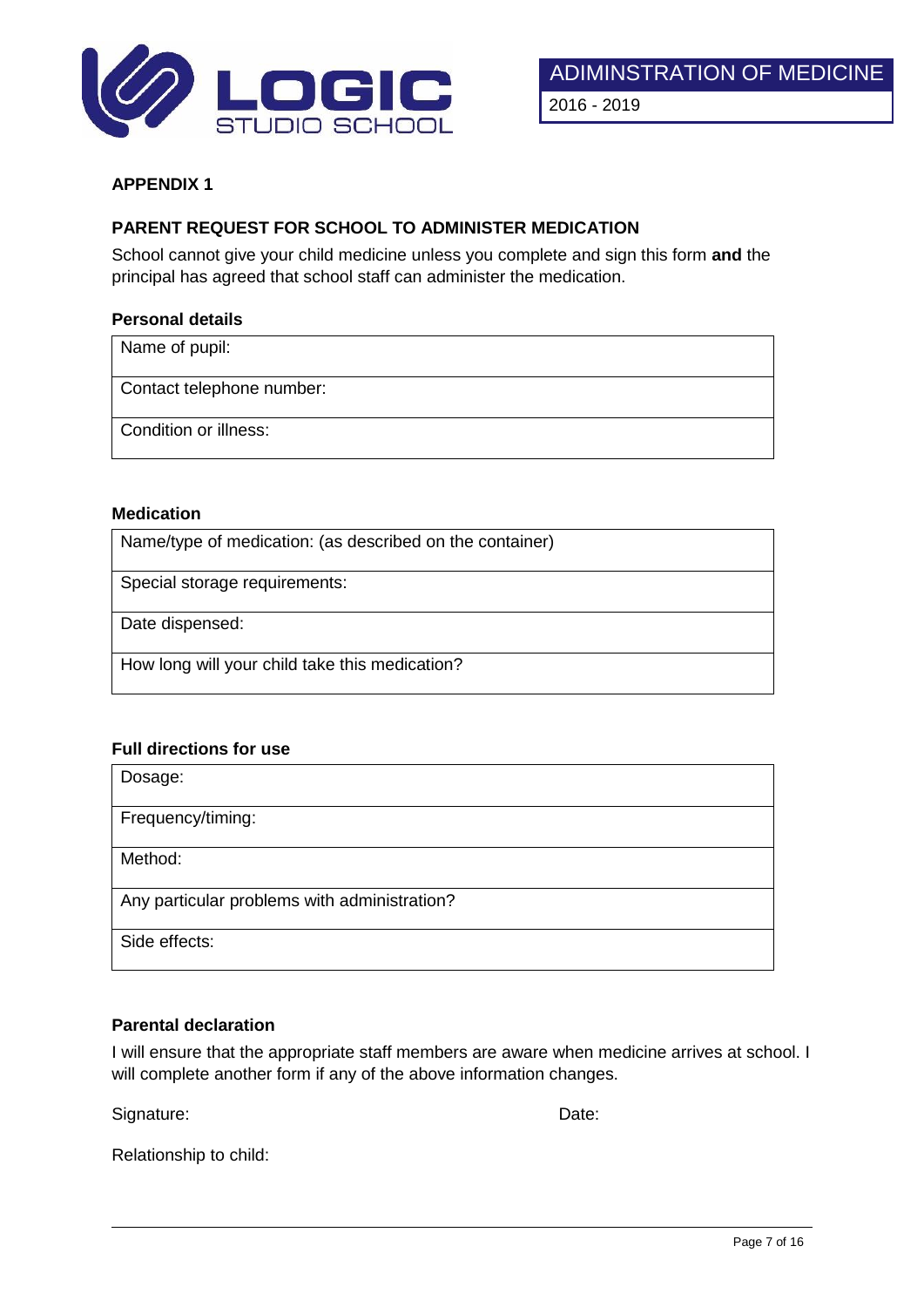## APPENDIX 1

### PARENT REQUEST FOR SCHOOL TO ADMINISTER MEDICATION

School cannot give your child medicine unless you complete and sign this form **and** the principal has agreed that school staff can administer the medication.

**Personal details**

| Name of pupil: |
|---|
| Contact telephone number: |
| Condition or illness: |

**Medication**

| Name/type of medication: (as described on the container) |
|---|
| Special storage requirements: |
| Date dispensed: |
| How long will your child take this medication? |

**Full directions for use**

| Dosage: |
|---|
| Frequency/timing: |
| Method: |
| Any particular problems with administration? |
| Side effects: |

**Parental declaration**

I will ensure that the appropriate staff members are aware when medicine arrives at school. I will complete another form if any of the above information changes.

Signature: Date:

Relationship to child: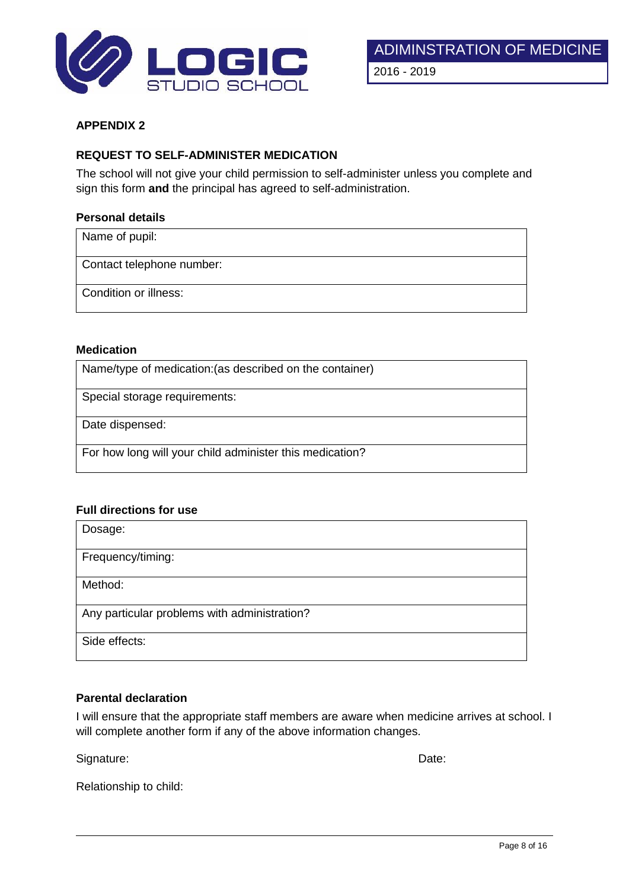## APPENDIX 2

### REQUEST TO SELF-ADMINISTER MEDICATION

The school will not give your child permission to self-administer unless you complete and sign this form **and** the principal has agreed to self-administration.

**Personal details**

| Name of pupil: |
|---|
| Contact telephone number: |
| Condition or illness: |

**Medication**

| Name/type of medication:(as described on the container) |
|---|
| Special storage requirements: |
| Date dispensed: |
| For how long will your child administer this medication? |

**Full directions for use**

| Dosage: |
|---|
| Frequency/timing: |
| Method: |
| Any particular problems with administration? |
| Side effects: |

**Parental declaration**

I will ensure that the appropriate staff members are aware when medicine arrives at school. I will complete another form if any of the above information changes.

Signature: Date:

Relationship to child: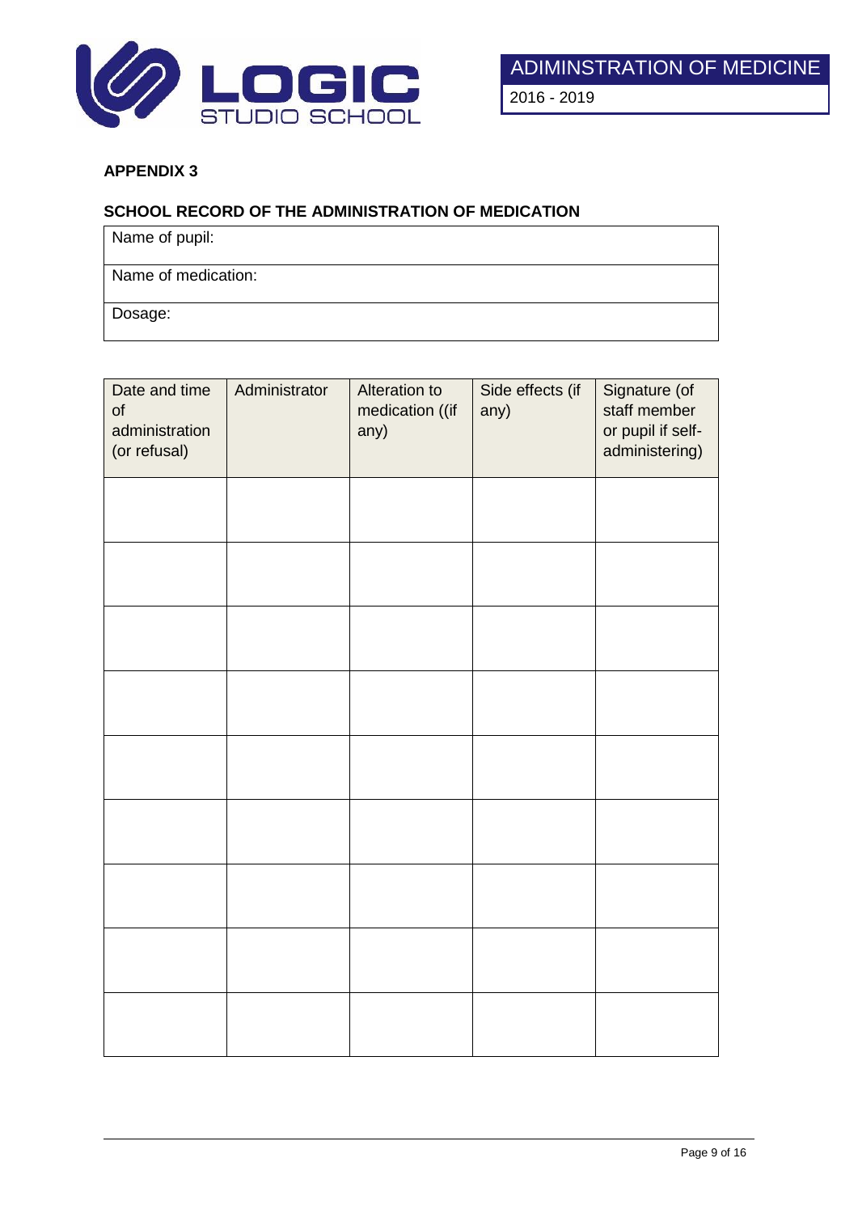**APPENDIX 3**

**SCHOOL RECORD OF THE ADMINISTRATION OF MEDICATION**

| Name of pupil: |
|---|
| Name of medication: |
| Dosage: |

| Date and time of administration (or refusal) | Administrator | Alteration to medication ((if any) | Side effects (if any) | Signature (of staff member or pupil if self-administering) |
|---|---|---|---|---|
| | | | | |
| | | | | |
| | | | | |
| | | | | |
| | | | | |
| | | | | |
| | | | | |
| | | | | |
| | | | | |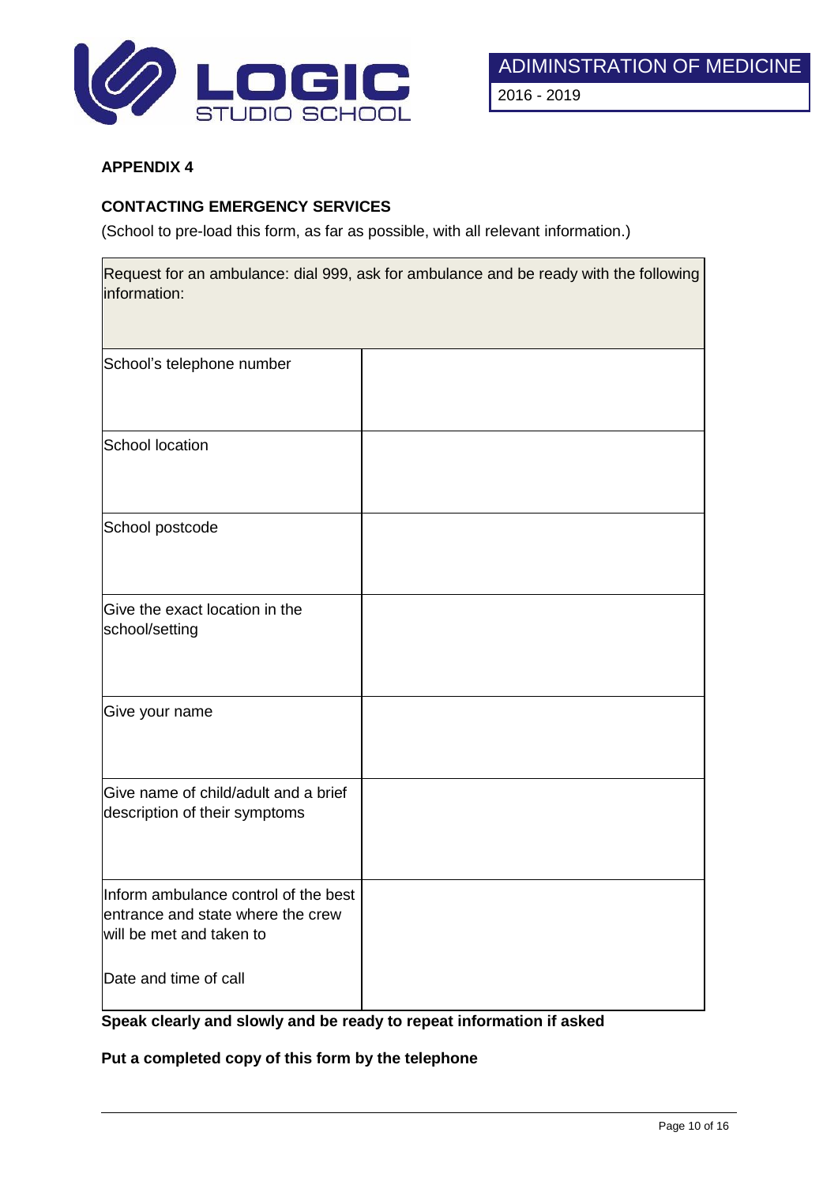**APPENDIX 4**

**CONTACTING EMERGENCY SERVICES**

(School to pre-load this form, as far as possible, with all relevant information.)

| Request for an ambulance: dial 999, ask for ambulance and be ready with the following information: | |
|---|---|
| School's telephone number | |
| School location | |
| School postcode | |
| Give the exact location in the school/setting | |
| Give your name | |
| Give name of child/adult and a brief description of their symptoms | |
| Inform ambulance control of the best entrance and state where the crew will be met and taken to<br><br>Date and time of call | |

**Speak clearly and slowly and be ready to repeat information if asked**

**Put a completed copy of this form by the telephone**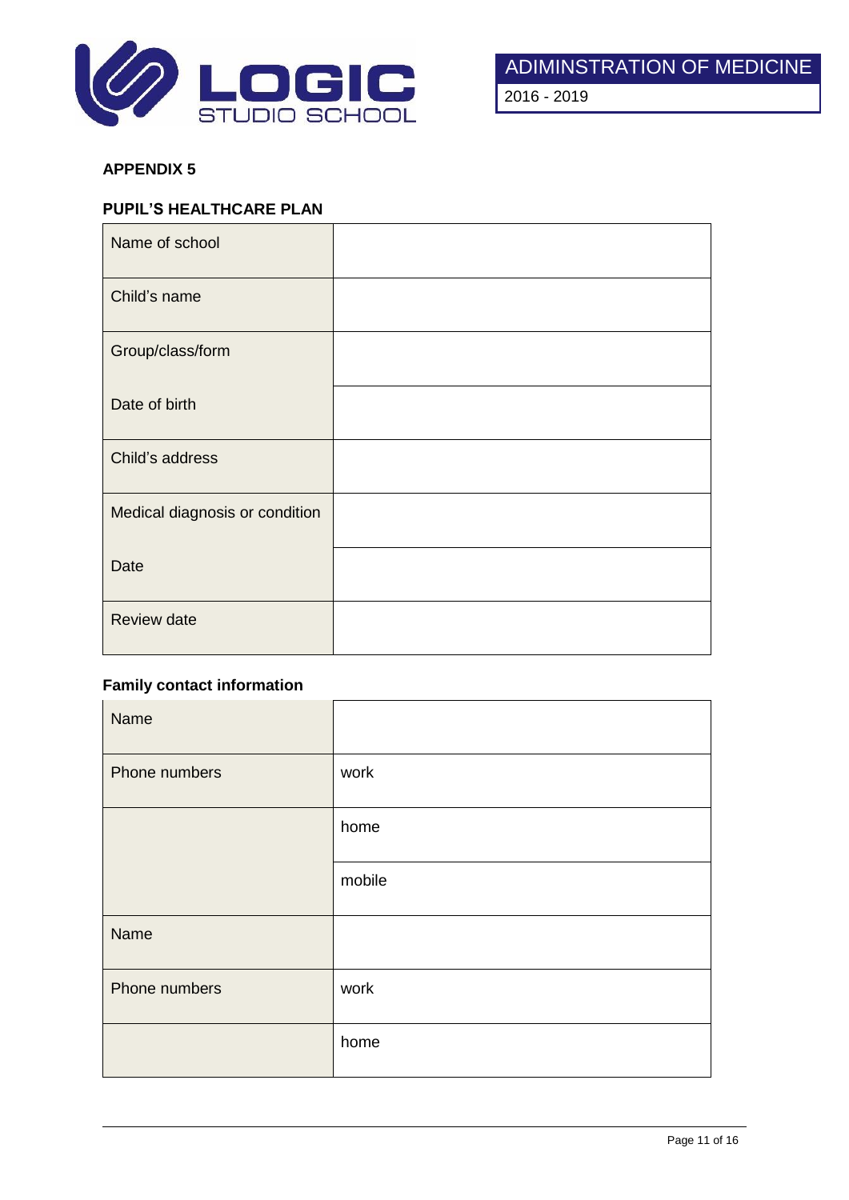**APPENDIX 5**

**PUPIL'S HEALTHCARE PLAN**

| | |
|---|---|
| Name of school | |
| Child's name | |
| Group/class/form | |
| Date of birth | |
| Child's address | |
| Medical diagnosis or condition | |
| Date | |
| Review date | |

**Family contact information**

| | |
|---|---|
| Name | |
| Phone numbers | work |
| | home |
| | mobile |
| Name | |
| Phone numbers | work |
| | home |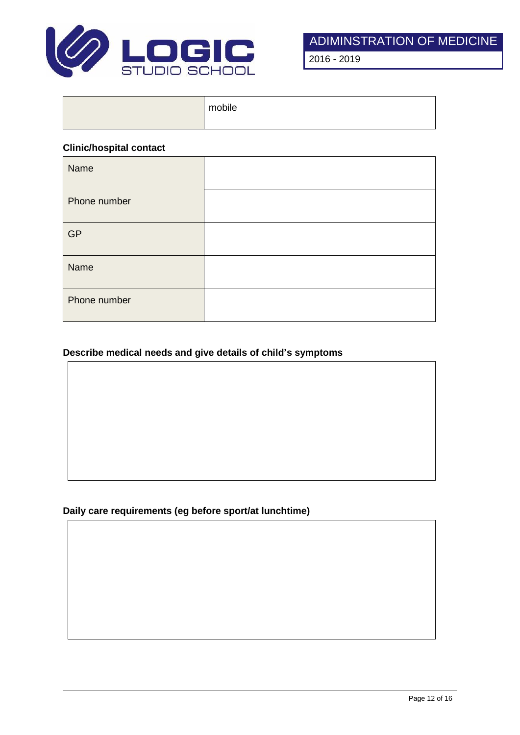| | mobile |
|---|---|

**Clinic/hospital contact**

| | |
|---|---|
| Name | |
| Phone number | |
| GP | |
| Name | |
| Phone number | |

**Describe medical needs and give details of child's symptoms**

| |
|---|
| |

**Daily care requirements (eg before sport/at lunchtime)**

| |
|---|
| |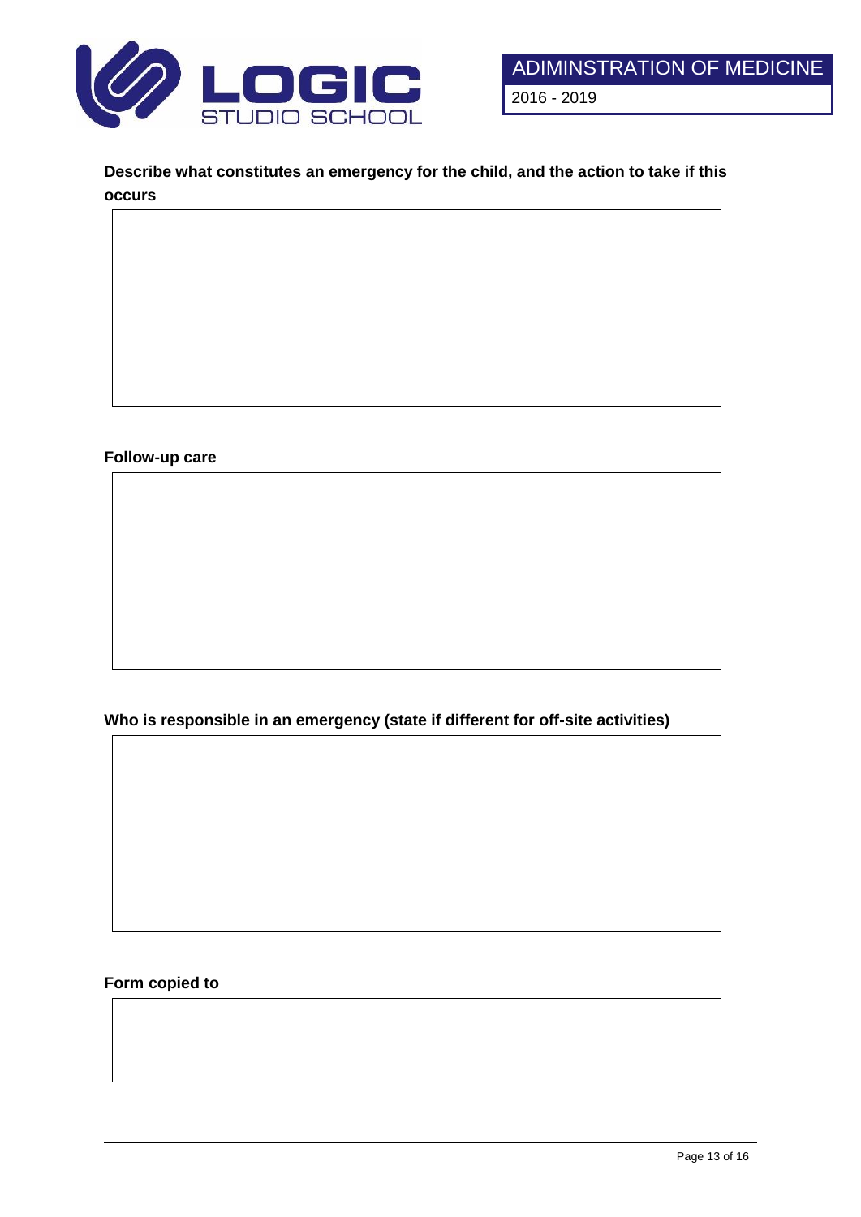**Describe what constitutes an emergency for the child, and the action to take if this occurs**

| |
|---|
| |

**Follow-up care**

| |
|---|
| |

**Who is responsible in an emergency (state if different for off-site activities)**

| |
|---|
| |

**Form copied to**

| |
|---|
| |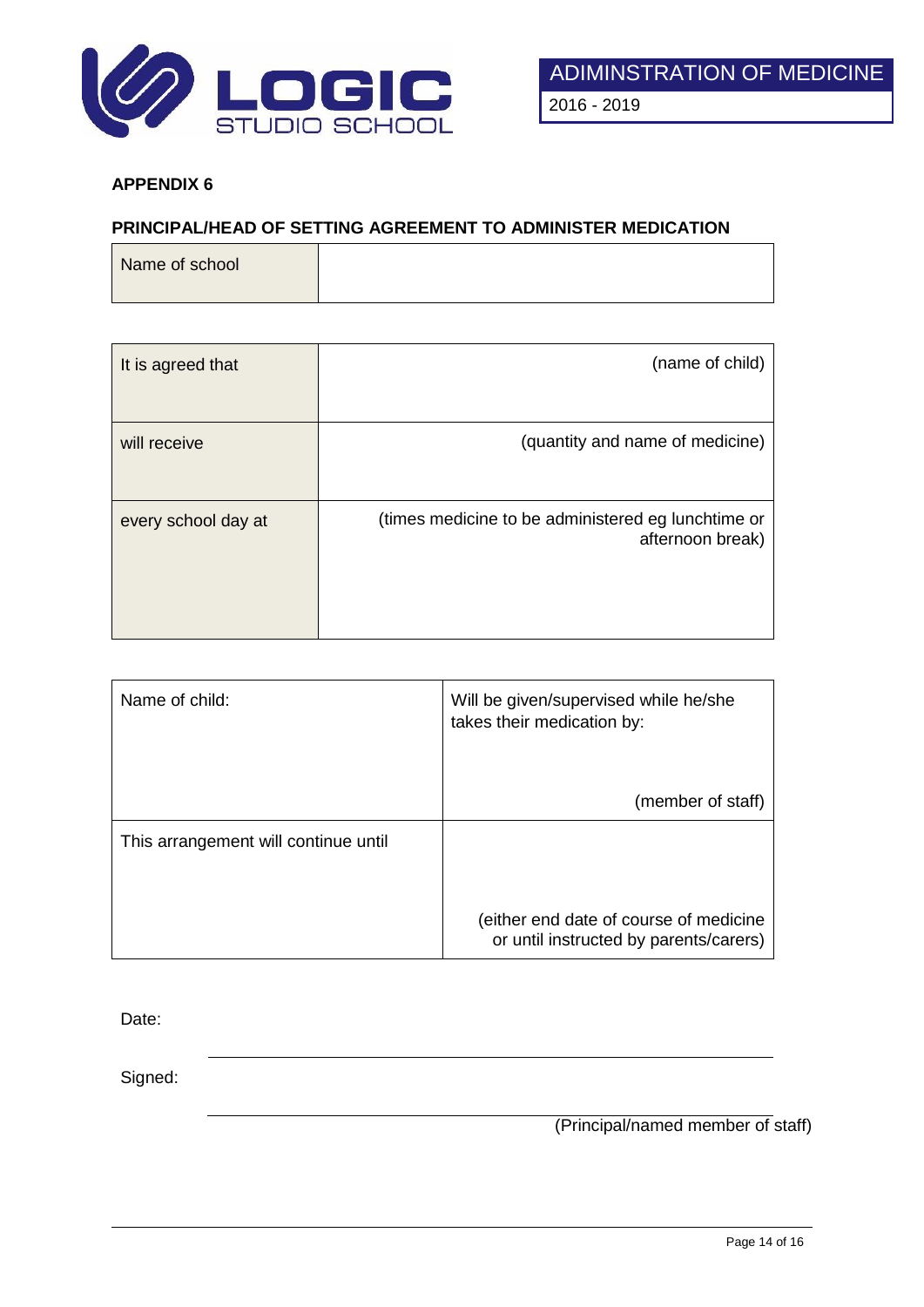**APPENDIX 6**

**PRINCIPAL/HEAD OF SETTING AGREEMENT TO ADMINISTER MEDICATION**

| Name of school | |
|---|---|

| It is agreed that | (name of child) |
|---|---|
| will receive | (quantity and name of medicine) |
| every school day at | (times medicine to be administered eg lunchtime or afternoon break) |

| Name of child: | Will be given/supervised while he/she takes their medication by: (member of staff) |
|---|---|
| This arrangement will continue until | (either end date of course of medicine or until instructed by parents/carers) |

Date: \_\_\_\_\_\_\_\_\_\_\_\_\_\_\_\_\_\_\_\_\_\_\_\_\_\_\_\_\_\_

Signed: \_\_\_\_\_\_\_\_\_\_\_\_\_\_\_\_\_\_\_\_\_\_\_\_\_\_\_\_\_\_

(Principal/named member of staff)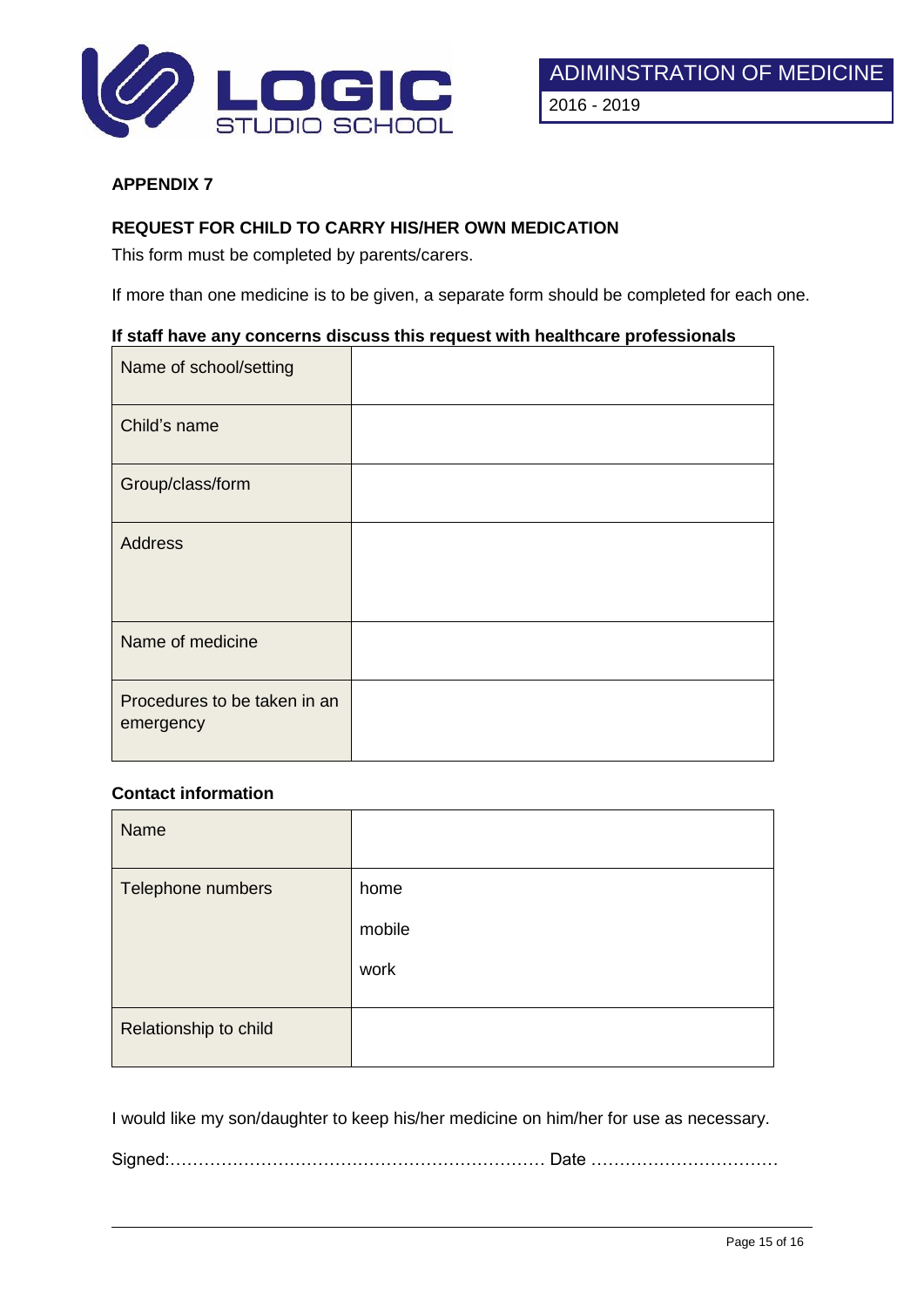## APPENDIX 7

### REQUEST FOR CHILD TO CARRY HIS/HER OWN MEDICATION

This form must be completed by parents/carers.

If more than one medicine is to be given, a separate form should be completed for each one.

**If staff have any concerns discuss this request with healthcare professionals**

| | |
|---|---|
| Name of school/setting | |
| Child's name | |
| Group/class/form | |
| Address | |
| Name of medicine | |
| Procedures to be taken in an emergency | |

**Contact information**

| | |
|---|---|
| Name | |
| Telephone numbers | home<br>mobile<br>work |
| Relationship to child | |

I would like my son/daughter to keep his/her medicine on him/her for use as necessary.

Signed:………………………………………………………… Date ……………………………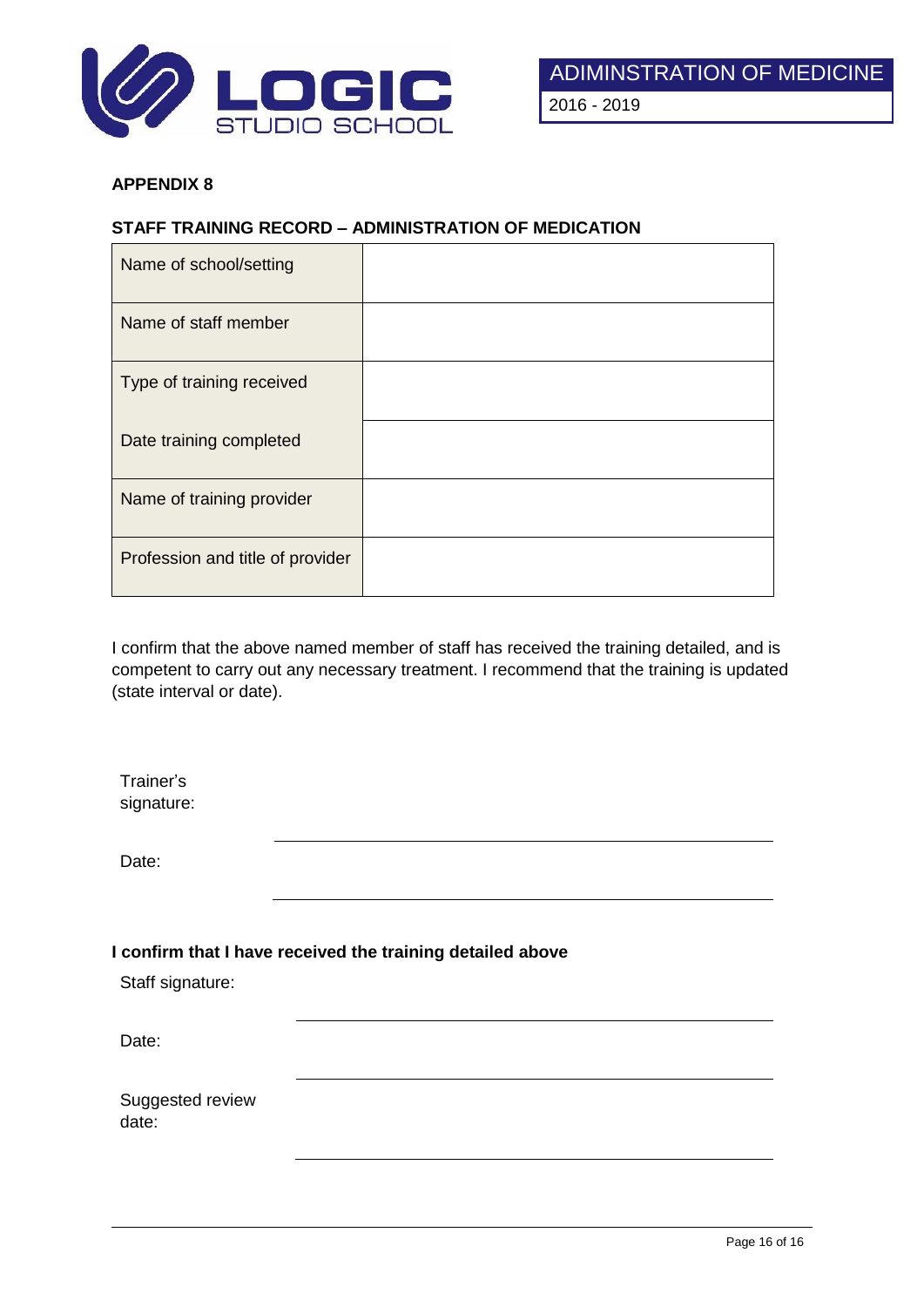**APPENDIX 8**

**STAFF TRAINING RECORD – ADMINISTRATION OF MEDICATION**

| | |
|---|---|
| Name of school/setting | |
| Name of staff member | |
| Type of training received | |
| Date training completed | |
| Name of training provider | |
| Profession and title of provider | |

I confirm that the above named member of staff has received the training detailed, and is competent to carry out any necessary treatment. I recommend that the training is updated (state interval or date).

Trainer's signature: ______________________________

Date: ______________________________

**I confirm that I have received the training detailed above**

Staff signature: ______________________________

Date: ______________________________

Suggested review date: ______________________________